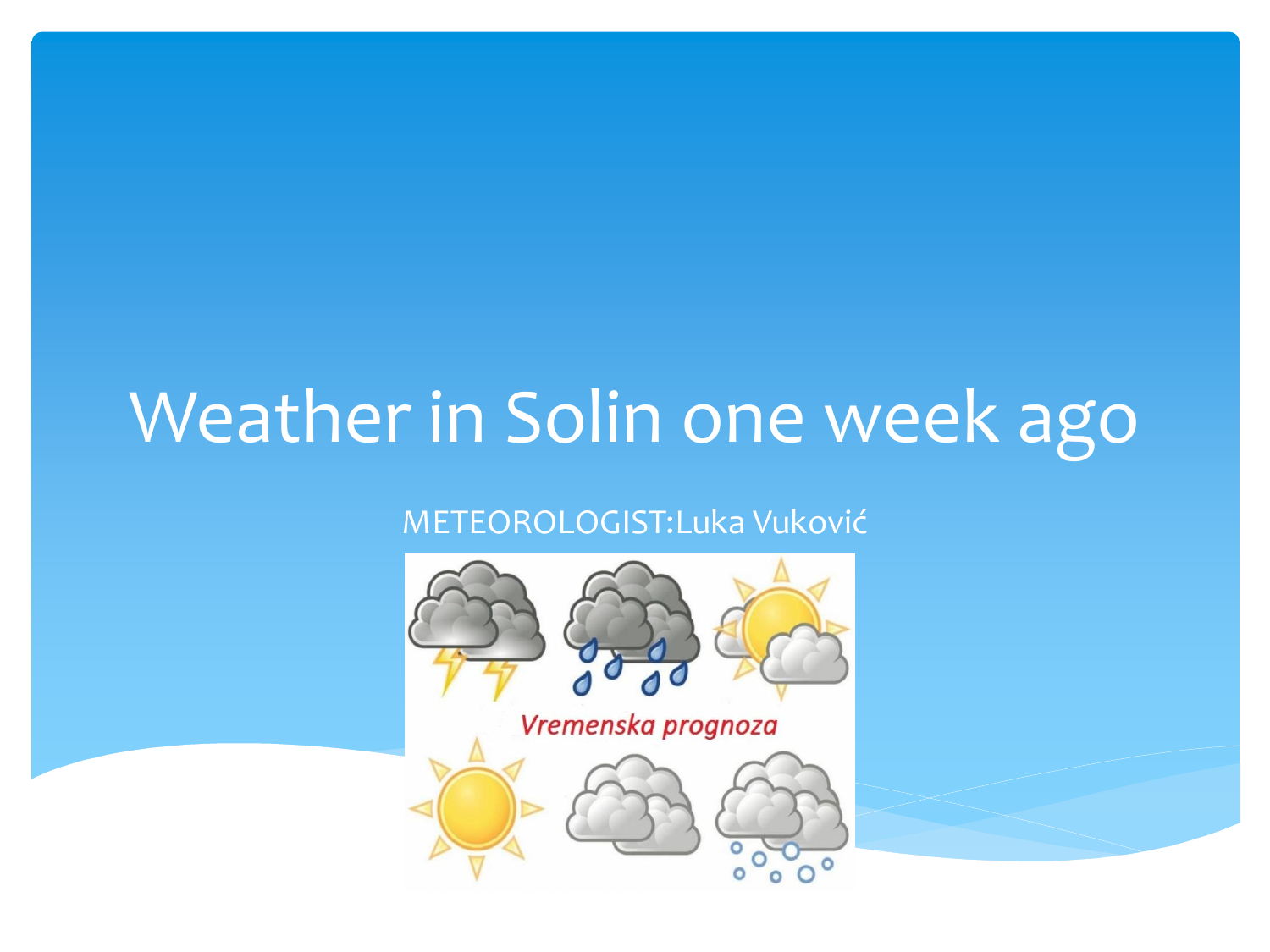# Weather in Solin one week ago

METEOROLOGIST:Luka Vuković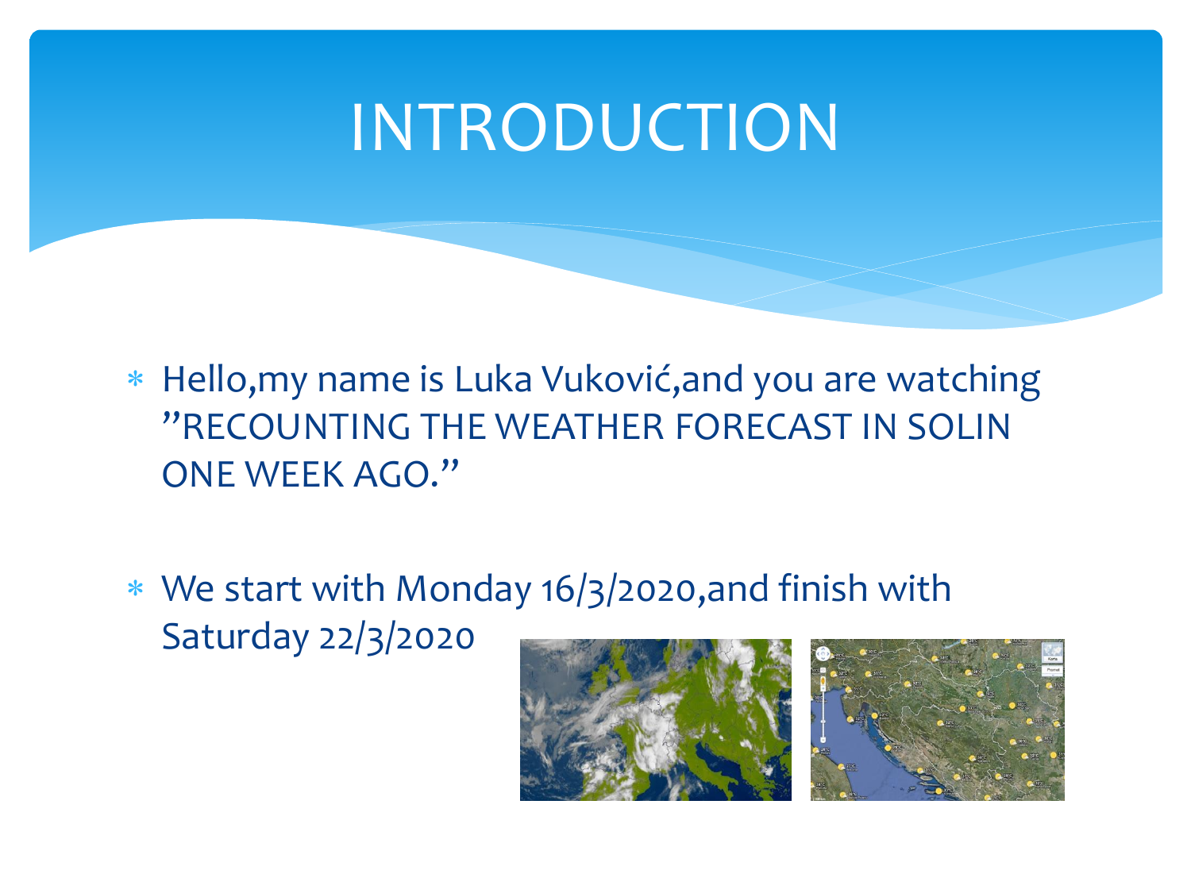# INTRODUCTION

- Hello,my name is Luka Vuković,and you are watching ”RECOUNTING THE WEATHER FORECAST IN SOLIN ONE WEEK AGO.”
- We start with Monday 16/3/2020,and finish with Saturday 22/3/2020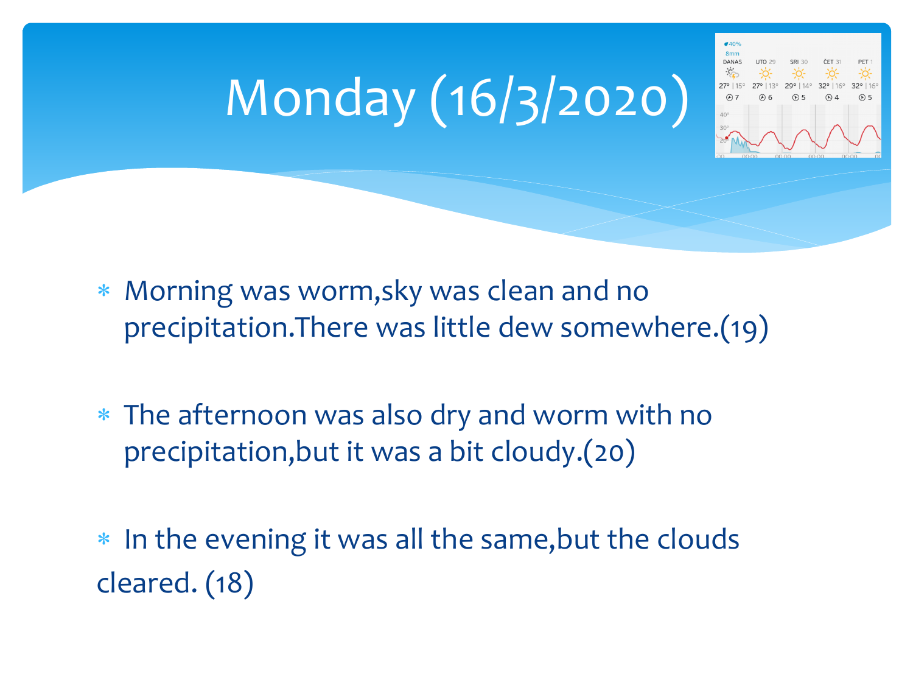# Monday (16/3/2020)

- Morning was worm,sky was clean and no precipitation.There was little dew somewhere.(19)

- The afternoon was also dry and worm with no precipitation,but it was a bit cloudy.(20)

- In the evening it was all the same,but the clouds cleared. (18)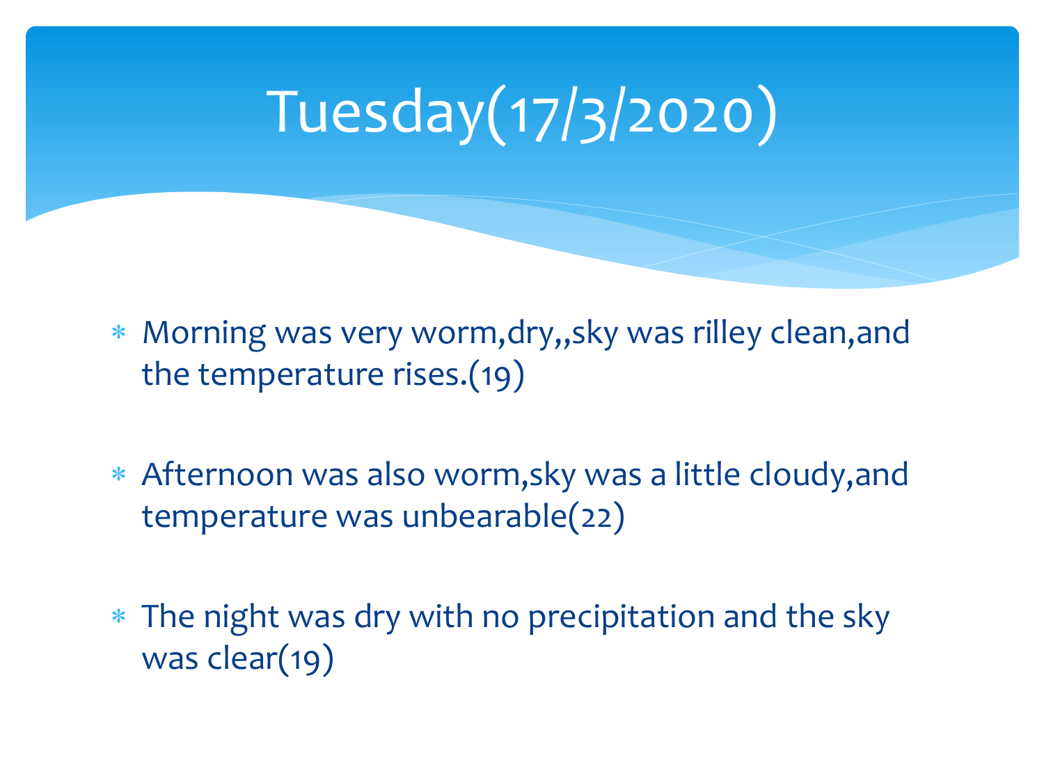# Tuesday(17/3/2020)

* Morning was very worm,dry,,sky was rilley clean,and the temperature rises.(19)

* Afternoon was also worm,sky was a little cloudy,and temperature was unbearable(22)

* The night was dry with no precipitation and the sky was clear(19)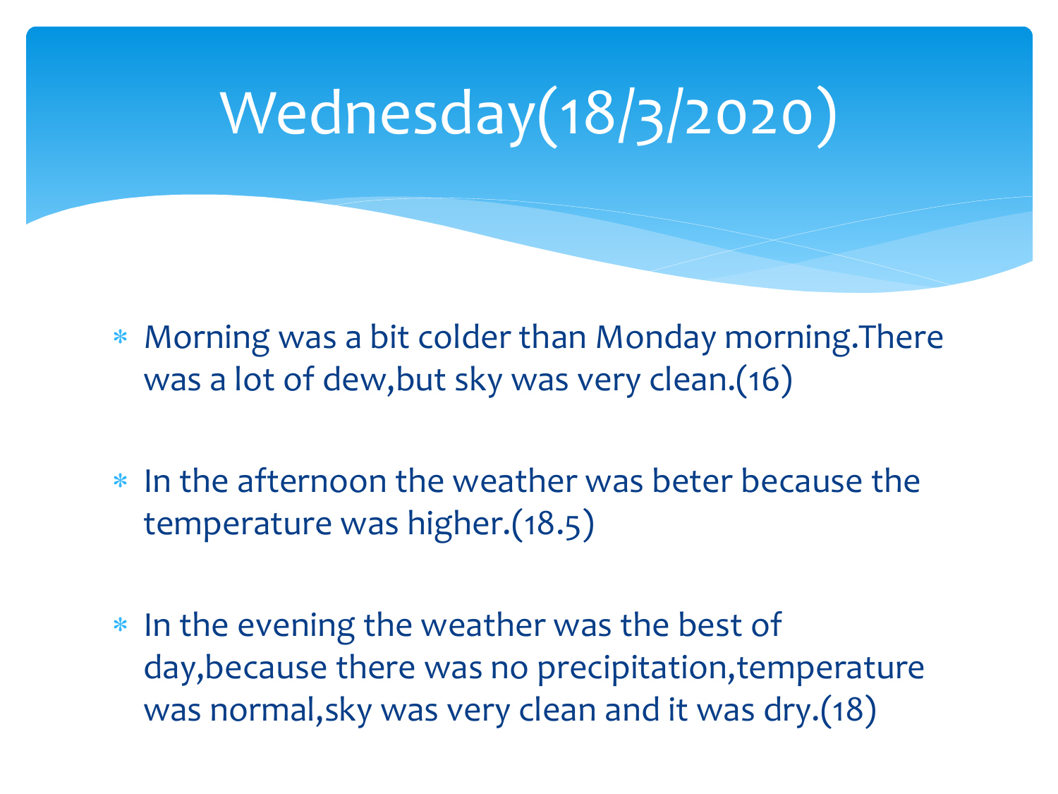# Wednesday(18/3/2020)

* Morning was a bit colder than Monday morning.There was a lot of dew,but sky was very clean.(16)

* In the afternoon the weather was beter because the temperature was higher.(18.5)

* In the evening the weather was the best of day,because there was no precipitation,temperature was normal,sky was very clean and it was dry.(18)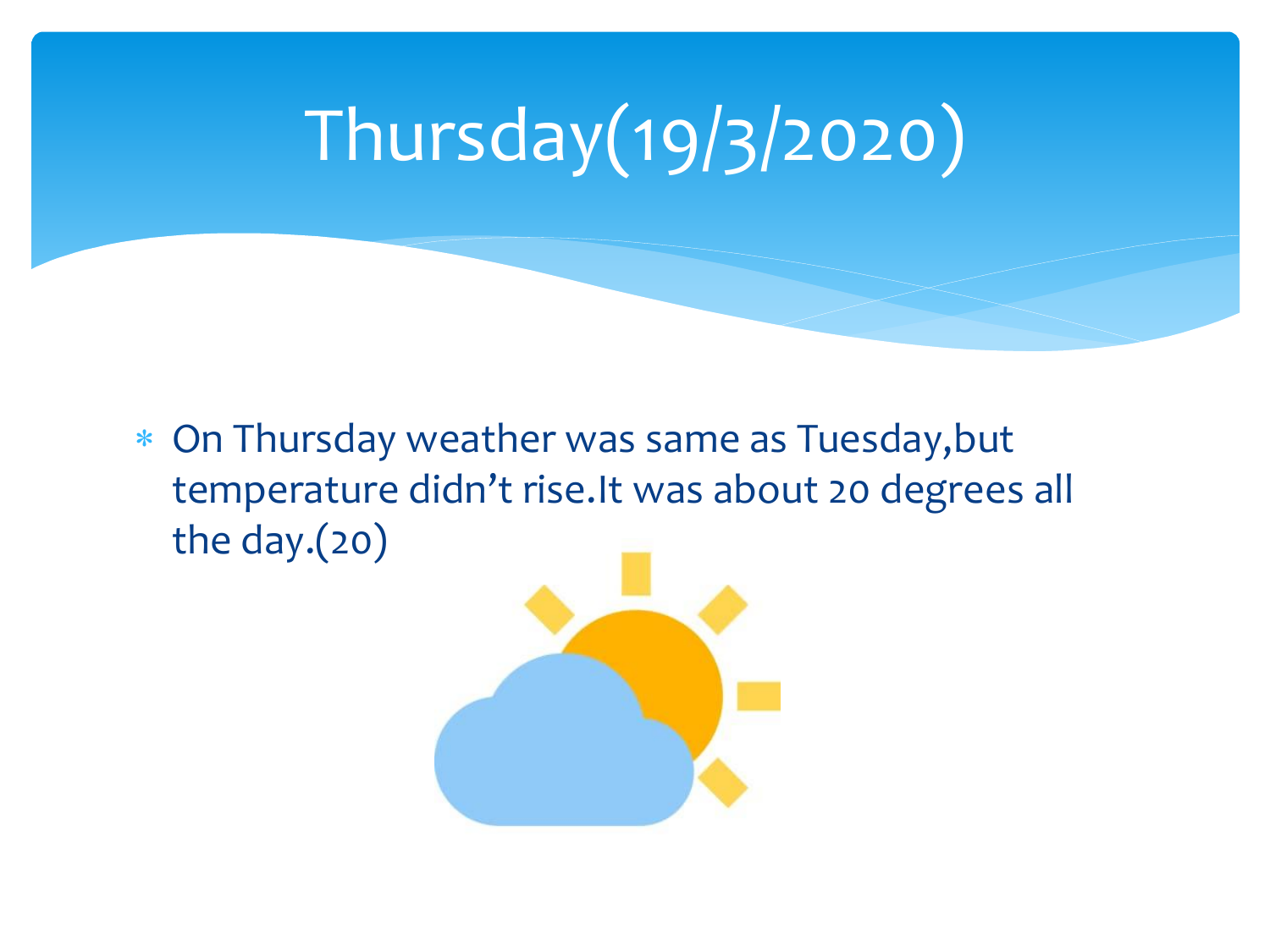# Thursday(19/3/2020)

* On Thursday weather was same as Tuesday,but temperature didn't rise.It was about 20 degrees all the day.(20)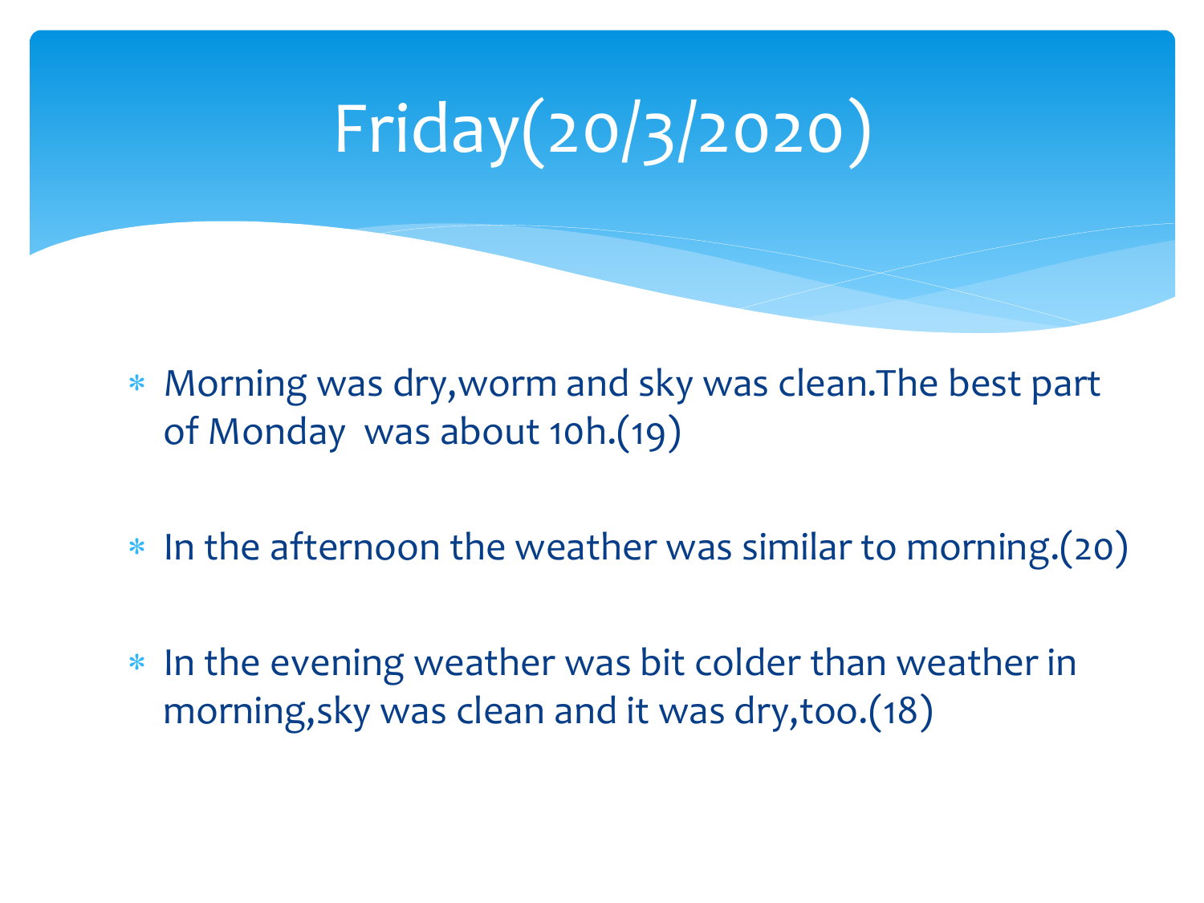# Friday(20/3/2020)

- Morning was dry,worm and sky was clean.The best part of Monday was about 10h.(19)
- In the afternoon the weather was similar to morning.(20)
- In the evening weather was bit colder than weather in morning,sky was clean and it was dry,too.(18)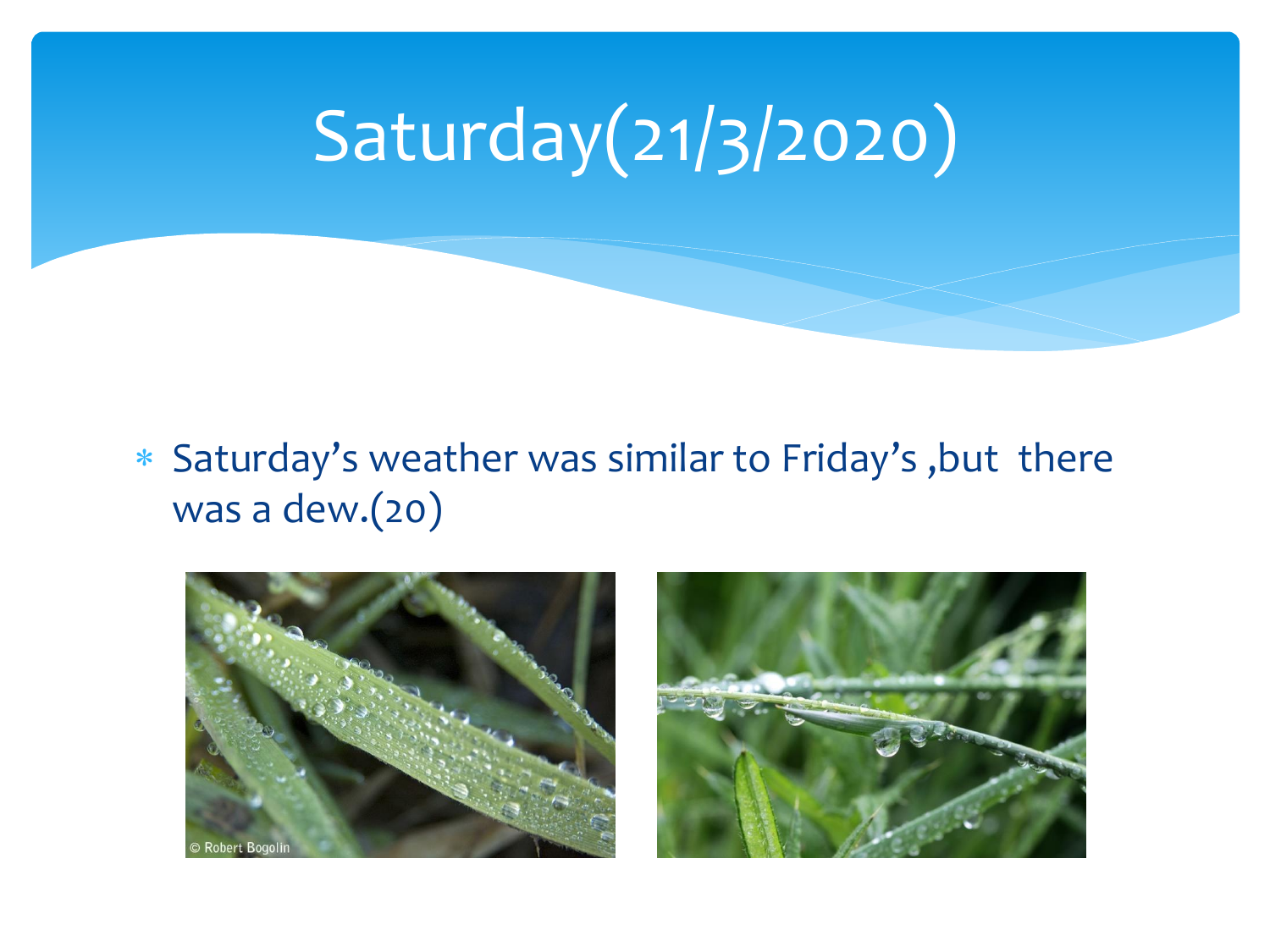# Saturday(21/3/2020)

- Saturday's weather was similar to Friday's ,but there was a dew.(20)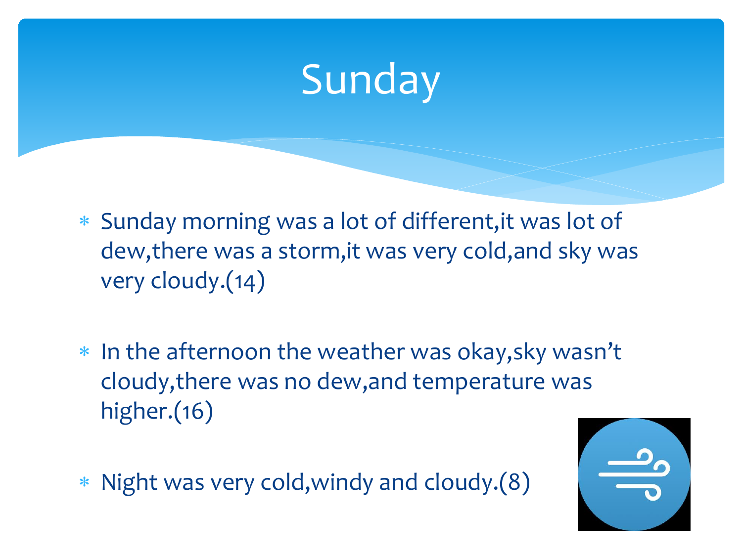# Sunday

- Sunday morning was a lot of different,it was lot of dew,there was a storm,it was very cold,and sky was very cloudy.(14)

- In the afternoon the weather was okay,sky wasn't cloudy,there was no dew,and temperature was higher.(16)

- Night was very cold,windy and cloudy.(8)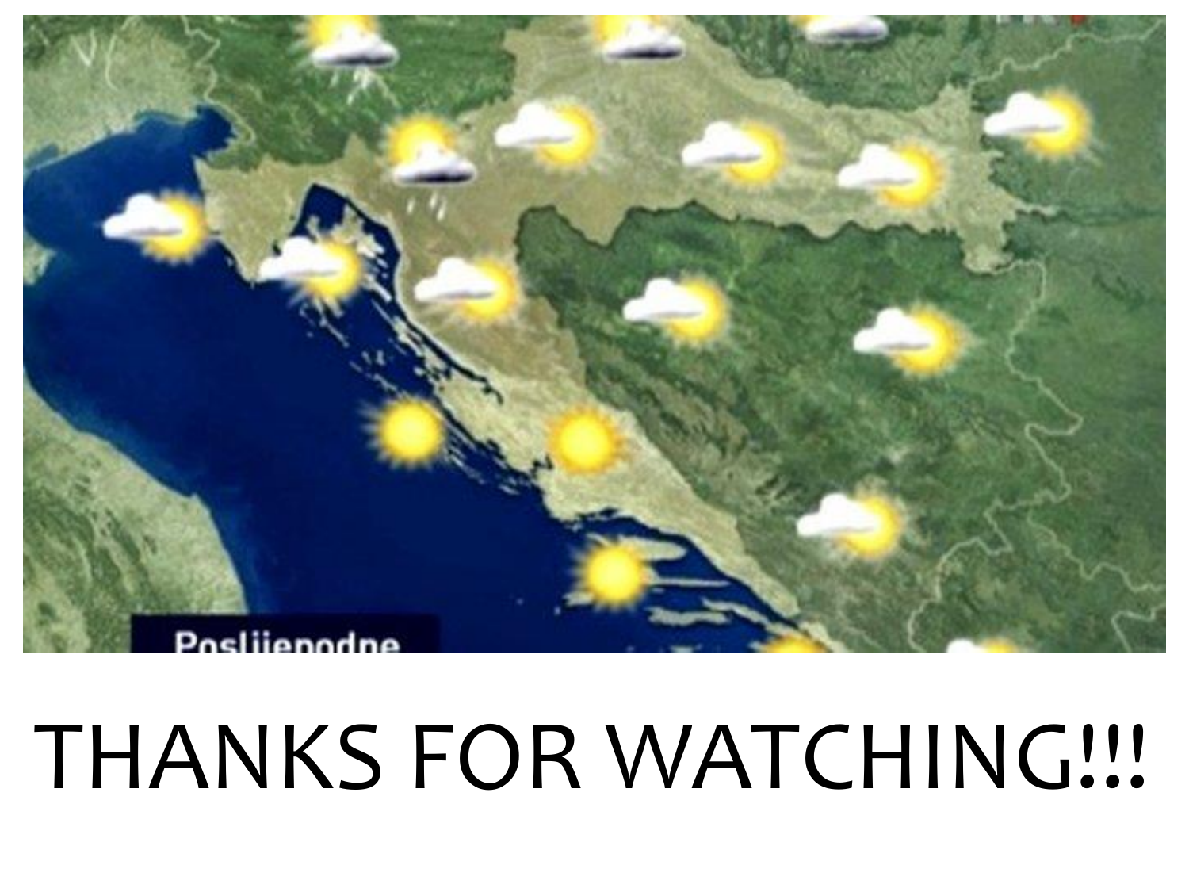THANKS FOR WATCHING!!!